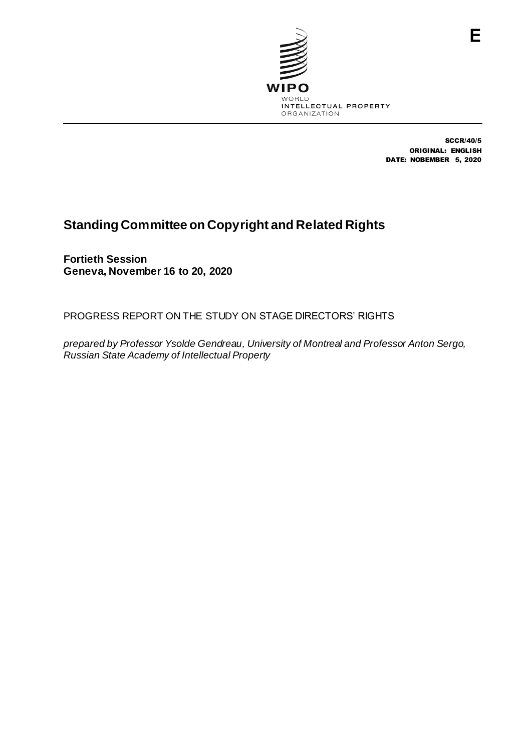E

WIPO
WORLD
INTELLECTUAL PROPERTY
ORGANIZATION

SCCR/40/5
ORIGINAL: ENGLISH
DATE: NOBEMBER 5, 2020

# Standing Committee on Copyright and Related Rights

**Fortieth Session**
**Geneva, November 16 to 20, 2020**

PROGRESS REPORT ON THE STUDY ON STAGE DIRECTORS' RIGHTS

*prepared by Professor Ysolde Gendreau, University of Montreal and Professor Anton Sergo, Russian State Academy of Intellectual Property*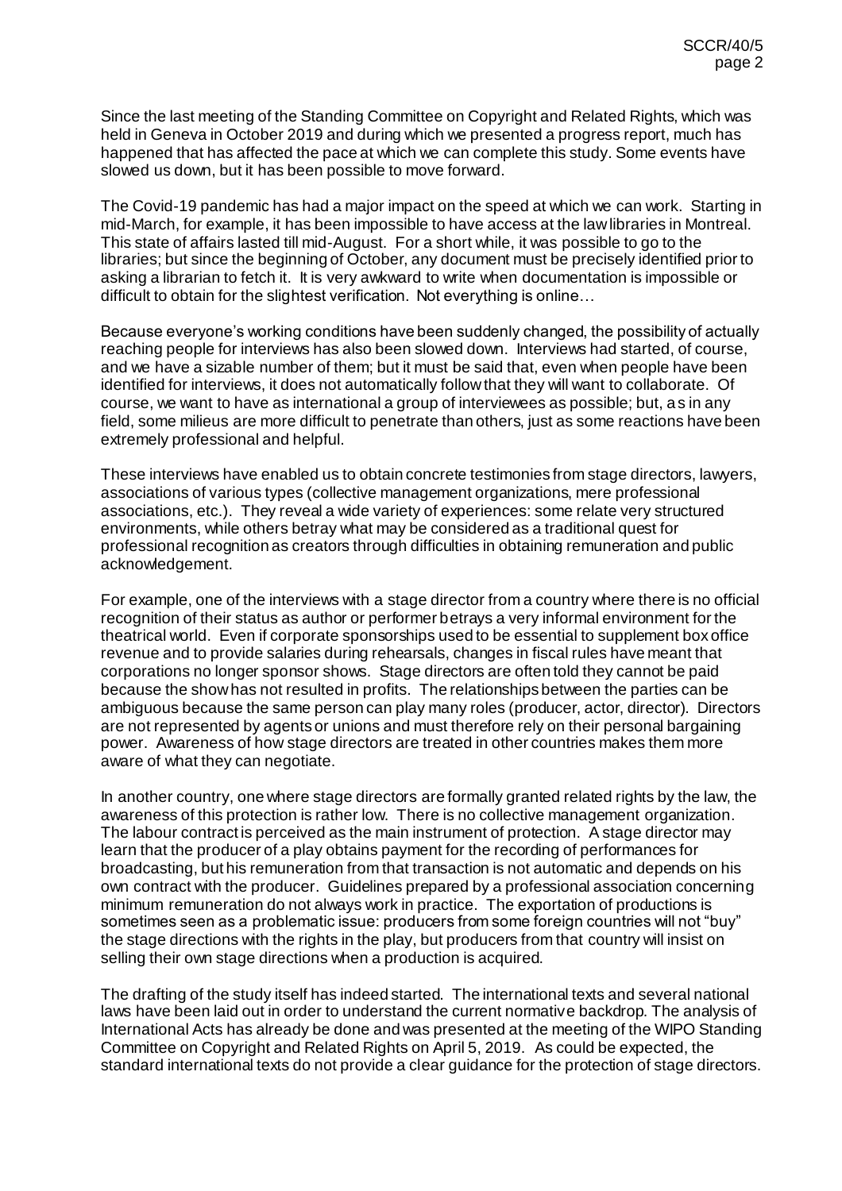Since the last meeting of the Standing Committee on Copyright and Related Rights, which was held in Geneva in October 2019 and during which we presented a progress report, much has happened that has affected the pace at which we can complete this study. Some events have slowed us down, but it has been possible to move forward.

The Covid-19 pandemic has had a major impact on the speed at which we can work. Starting in mid-March, for example, it has been impossible to have access at the law libraries in Montreal. This state of affairs lasted till mid-August. For a short while, it was possible to go to the libraries; but since the beginning of October, any document must be precisely identified prior to asking a librarian to fetch it. It is very awkward to write when documentation is impossible or difficult to obtain for the slightest verification. Not everything is online…

Because everyone's working conditions have been suddenly changed, the possibility of actually reaching people for interviews has also been slowed down. Interviews had started, of course, and we have a sizable number of them; but it must be said that, even when people have been identified for interviews, it does not automatically follow that they will want to collaborate. Of course, we want to have as international a group of interviewees as possible; but, as in any field, some milieus are more difficult to penetrate than others, just as some reactions have been extremely professional and helpful.

These interviews have enabled us to obtain concrete testimonies from stage directors, lawyers, associations of various types (collective management organizations, mere professional associations, etc.). They reveal a wide variety of experiences: some relate very structured environments, while others betray what may be considered as a traditional quest for professional recognition as creators through difficulties in obtaining remuneration and public acknowledgement.

For example, one of the interviews with a stage director from a country where there is no official recognition of their status as author or performer betrays a very informal environment for the theatrical world. Even if corporate sponsorships used to be essential to supplement box office revenue and to provide salaries during rehearsals, changes in fiscal rules have meant that corporations no longer sponsor shows. Stage directors are often told they cannot be paid because the show has not resulted in profits. The relationships between the parties can be ambiguous because the same person can play many roles (producer, actor, director). Directors are not represented by agents or unions and must therefore rely on their personal bargaining power. Awareness of how stage directors are treated in other countries makes them more aware of what they can negotiate.

In another country, one where stage directors are formally granted related rights by the law, the awareness of this protection is rather low. There is no collective management organization. The labour contract is perceived as the main instrument of protection. A stage director may learn that the producer of a play obtains payment for the recording of performances for broadcasting, but his remuneration from that transaction is not automatic and depends on his own contract with the producer. Guidelines prepared by a professional association concerning minimum remuneration do not always work in practice. The exportation of productions is sometimes seen as a problematic issue: producers from some foreign countries will not "buy" the stage directions with the rights in the play, but producers from that country will insist on selling their own stage directions when a production is acquired.

The drafting of the study itself has indeed started. The international texts and several national laws have been laid out in order to understand the current normative backdrop. The analysis of International Acts has already be done and was presented at the meeting of the WIPO Standing Committee on Copyright and Related Rights on April 5, 2019. As could be expected, the standard international texts do not provide a clear guidance for the protection of stage directors.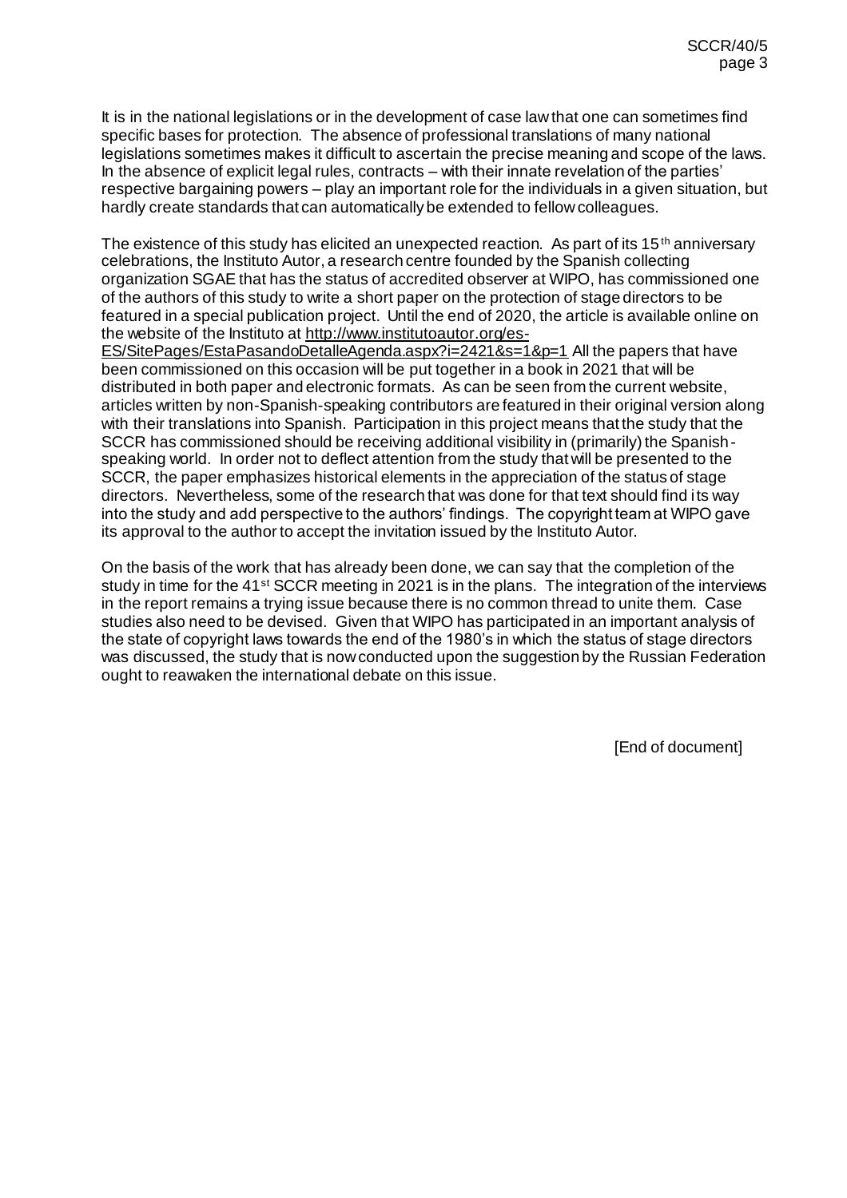It is in the national legislations or in the development of case law that one can sometimes find specific bases for protection. The absence of professional translations of many national legislations sometimes makes it difficult to ascertain the precise meaning and scope of the laws. In the absence of explicit legal rules, contracts – with their innate revelation of the parties' respective bargaining powers – play an important role for the individuals in a given situation, but hardly create standards that can automatically be extended to fellow colleagues.

The existence of this study has elicited an unexpected reaction. As part of its 15th anniversary celebrations, the Instituto Autor, a research centre founded by the Spanish collecting organization SGAE that has the status of accredited observer at WIPO, has commissioned one of the authors of this study to write a short paper on the protection of stage directors to be featured in a special publication project. Until the end of 2020, the article is available online on the website of the Instituto at http://www.institutoautor.org/es-ES/SitePages/EstaPasandoDetalleAgenda.aspx?i=2421&s=1&p=1 All the papers that have been commissioned on this occasion will be put together in a book in 2021 that will be distributed in both paper and electronic formats. As can be seen from the current website, articles written by non-Spanish-speaking contributors are featured in their original version along with their translations into Spanish. Participation in this project means that the study that the SCCR has commissioned should be receiving additional visibility in (primarily) the Spanish-speaking world. In order not to deflect attention from the study that will be presented to the SCCR, the paper emphasizes historical elements in the appreciation of the status of stage directors. Nevertheless, some of the research that was done for that text should find its way into the study and add perspective to the authors' findings. The copyright team at WIPO gave its approval to the author to accept the invitation issued by the Instituto Autor.

On the basis of the work that has already been done, we can say that the completion of the study in time for the 41st SCCR meeting in 2021 is in the plans. The integration of the interviews in the report remains a trying issue because there is no common thread to unite them. Case studies also need to be devised. Given that WIPO has participated in an important analysis of the state of copyright laws towards the end of the 1980's in which the status of stage directors was discussed, the study that is now conducted upon the suggestion by the Russian Federation ought to reawaken the international debate on this issue.

[End of document]